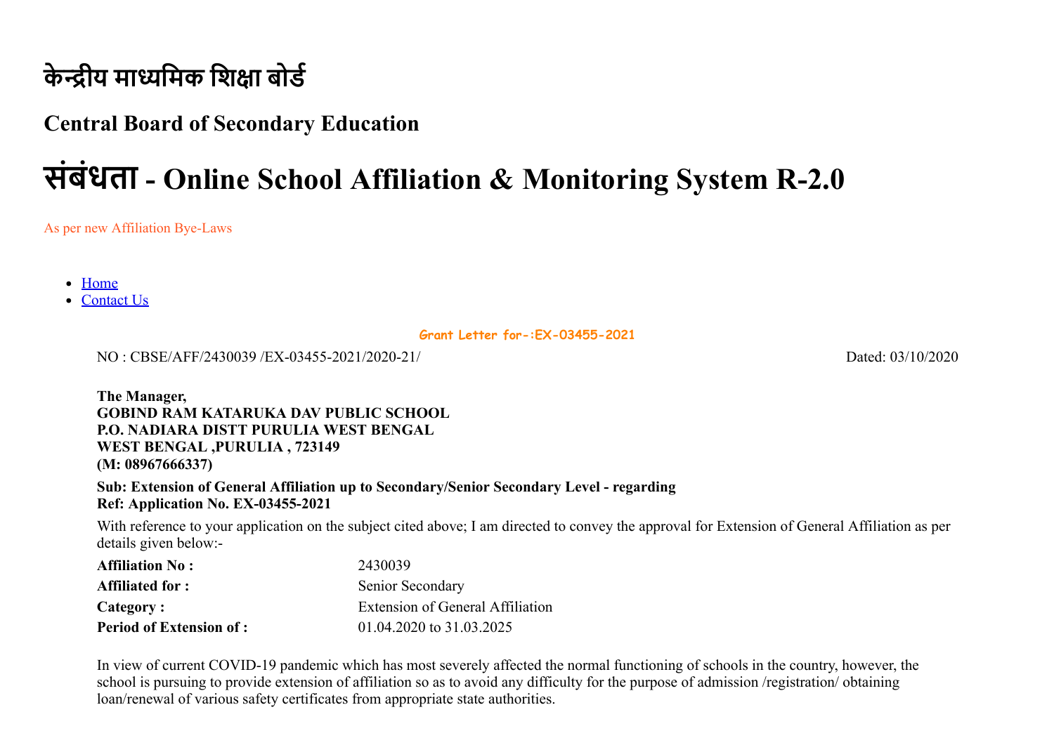# केन्द्रीय माध्यमिक शिक्षा बोर्ड

## Central Board of Secondary Education

# संबंधता - Online School Affiliation & Monitoring System R-2.0

As per new Affiliation Bye-Laws

- Home
- Contact Us

**Grant Letter for-:EX-03455-2021**

NO : CBSE/AFF/2430039 /EX-03455-2021/2020-21/ Dated: 03/10/2020

**The Manager,**
**GOBIND RAM KATARUKA DAV PUBLIC SCHOOL**
**P.O. NADIARA DISTT PURULIA WEST BENGAL**
**WEST BENGAL ,PURULIA , 723149**
**(M: 08967666337)**

**Sub: Extension of General Affiliation up to Secondary/Senior Secondary Level - regarding**
**Ref: Application No. EX-03455-2021**

With reference to your application on the subject cited above; I am directed to convey the approval for Extension of General Affiliation as per details given below:-

| | |
|---|---|
| **Affiliation No :** | 2430039 |
| **Affiliated for :** | Senior Secondary |
| **Category :** | Extension of General Affiliation |
| **Period of Extension of :** | 01.04.2020 to 31.03.2025 |

In view of current COVID-19 pandemic which has most severely affected the normal functioning of schools in the country, however, the school is pursuing to provide extension of affiliation so as to avoid any difficulty for the purpose of admission /registration/ obtaining loan/renewal of various safety certificates from appropriate state authorities.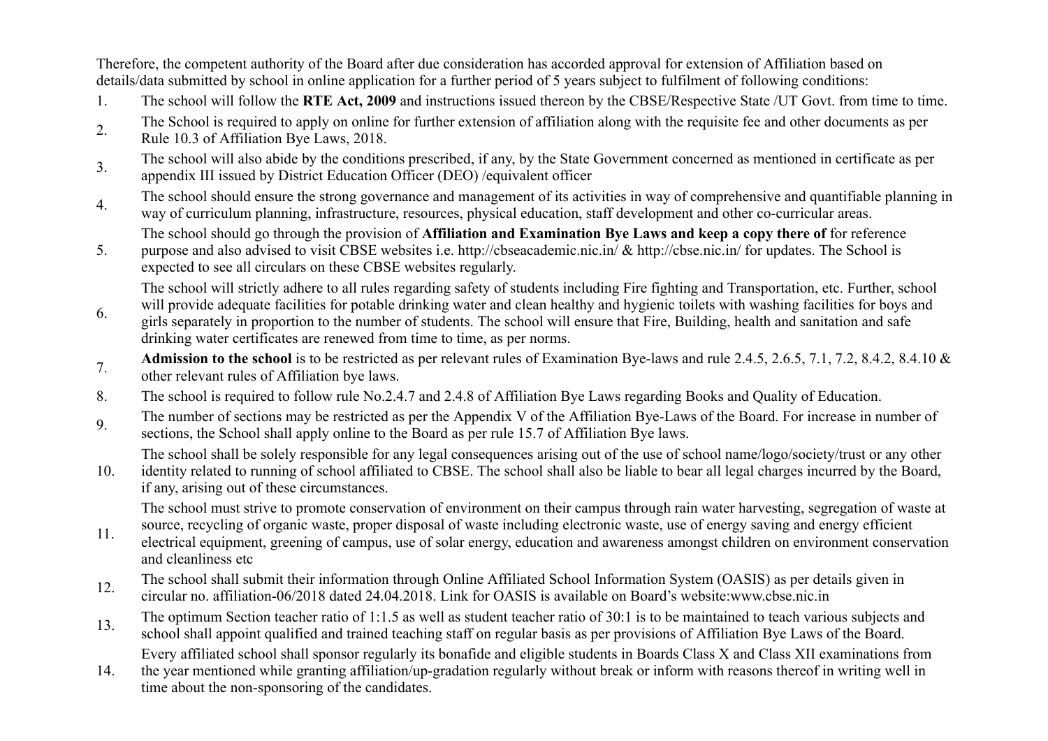Therefore, the competent authority of the Board after due consideration has accorded approval for extension of Affiliation based on details/data submitted by school in online application for a further period of 5 years subject to fulfilment of following conditions:

1. The school will follow the **RTE Act, 2009** and instructions issued thereon by the CBSE/Respective State /UT Govt. from time to time.
2. The School is required to apply on online for further extension of affiliation along with the requisite fee and other documents as per Rule 10.3 of Affiliation Bye Laws, 2018.
3. The school will also abide by the conditions prescribed, if any, by the State Government concerned as mentioned in certificate as per appendix III issued by District Education Officer (DEO) /equivalent officer
4. The school should ensure the strong governance and management of its activities in way of comprehensive and quantifiable planning in way of curriculum planning, infrastructure, resources, physical education, staff development and other co-curricular areas.
5. The school should go through the provision of **Affiliation and Examination Bye Laws and keep a copy there of** for reference purpose and also advised to visit CBSE websites i.e. http://cbseacademic.nic.in/ & http://cbse.nic.in/ for updates. The School is expected to see all circulars on these CBSE websites regularly.
6. The school will strictly adhere to all rules regarding safety of students including Fire fighting and Transportation, etc. Further, school will provide adequate facilities for potable drinking water and clean healthy and hygienic toilets with washing facilities for boys and girls separately in proportion to the number of students. The school will ensure that Fire, Building, health and sanitation and safe drinking water certificates are renewed from time to time, as per norms.
7. **Admission to the school** is to be restricted as per relevant rules of Examination Bye-laws and rule 2.4.5, 2.6.5, 7.1, 7.2, 8.4.2, 8.4.10 & other relevant rules of Affiliation bye laws.
8. The school is required to follow rule No.2.4.7 and 2.4.8 of Affiliation Bye Laws regarding Books and Quality of Education.
9. The number of sections may be restricted as per the Appendix V of the Affiliation Bye-Laws of the Board. For increase in number of sections, the School shall apply online to the Board as per rule 15.7 of Affiliation Bye laws.
10. The school shall be solely responsible for any legal consequences arising out of the use of school name/logo/society/trust or any other identity related to running of school affiliated to CBSE. The school shall also be liable to bear all legal charges incurred by the Board, if any, arising out of these circumstances.
11. The school must strive to promote conservation of environment on their campus through rain water harvesting, segregation of waste at source, recycling of organic waste, proper disposal of waste including electronic waste, use of energy saving and energy efficient electrical equipment, greening of campus, use of solar energy, education and awareness amongst children on environment conservation and cleanliness etc
12. The school shall submit their information through Online Affiliated School Information System (OASIS) as per details given in circular no. affiliation-06/2018 dated 24.04.2018. Link for OASIS is available on Board's website:www.cbse.nic.in
13. The optimum Section teacher ratio of 1:1.5 as well as student teacher ratio of 30:1 is to be maintained to teach various subjects and school shall appoint qualified and trained teaching staff on regular basis as per provisions of Affiliation Bye Laws of the Board.
14. Every affiliated school shall sponsor regularly its bonafide and eligible students in Boards Class X and Class XII examinations from the year mentioned while granting affiliation/up-gradation regularly without break or inform with reasons thereof in writing well in time about the non-sponsoring of the candidates.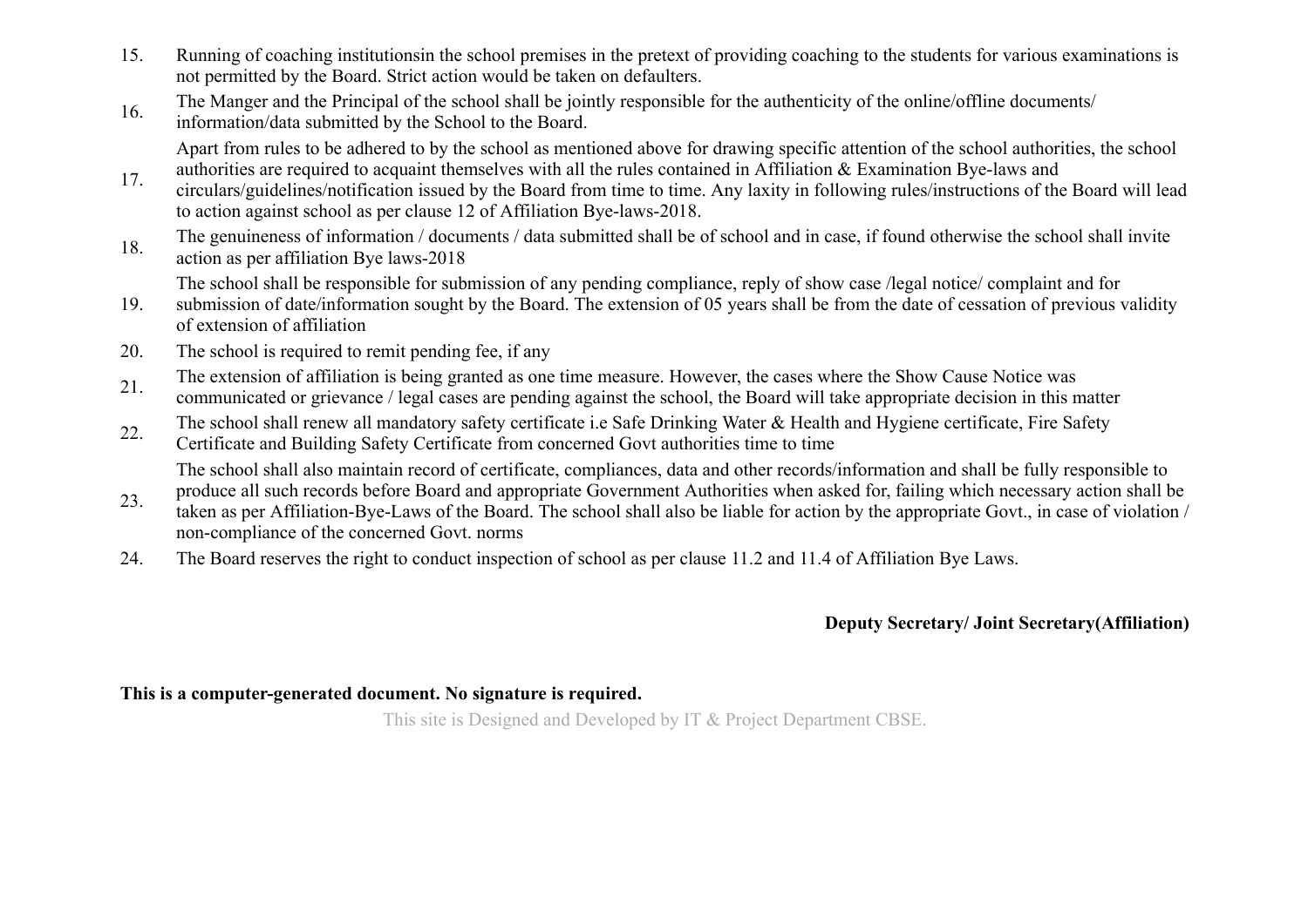15. Running of coaching institutionsin the school premises in the pretext of providing coaching to the students for various examinations is not permitted by the Board. Strict action would be taken on defaulters.
16. The Manger and the Principal of the school shall be jointly responsible for the authenticity of the online/offline documents/ information/data submitted by the School to the Board.
17. Apart from rules to be adhered to by the school as mentioned above for drawing specific attention of the school authorities, the school authorities are required to acquaint themselves with all the rules contained in Affiliation & Examination Bye-laws and circulars/guidelines/notification issued by the Board from time to time. Any laxity in following rules/instructions of the Board will lead to action against school as per clause 12 of Affiliation Bye-laws-2018.
18. The genuineness of information / documents / data submitted shall be of school and in case, if found otherwise the school shall invite action as per affiliation Bye laws-2018
19. The school shall be responsible for submission of any pending compliance, reply of show case /legal notice/ complaint and for submission of date/information sought by the Board. The extension of 05 years shall be from the date of cessation of previous validity of extension of affiliation
20. The school is required to remit pending fee, if any
21. The extension of affiliation is being granted as one time measure. However, the cases where the Show Cause Notice was communicated or grievance / legal cases are pending against the school, the Board will take appropriate decision in this matter
22. The school shall renew all mandatory safety certificate i.e Safe Drinking Water & Health and Hygiene certificate, Fire Safety Certificate and Building Safety Certificate from concerned Govt authorities time to time
23. The school shall also maintain record of certificate, compliances, data and other records/information and shall be fully responsible to produce all such records before Board and appropriate Government Authorities when asked for, failing which necessary action shall be taken as per Affiliation-Bye-Laws of the Board. The school shall also be liable for action by the appropriate Govt., in case of violation / non-compliance of the concerned Govt. norms
24. The Board reserves the right to conduct inspection of school as per clause 11.2 and 11.4 of Affiliation Bye Laws.

**Deputy Secretary/ Joint Secretary(Affiliation)**

**This is a computer-generated document. No signature is required.**

This site is Designed and Developed by IT & Project Department CBSE.